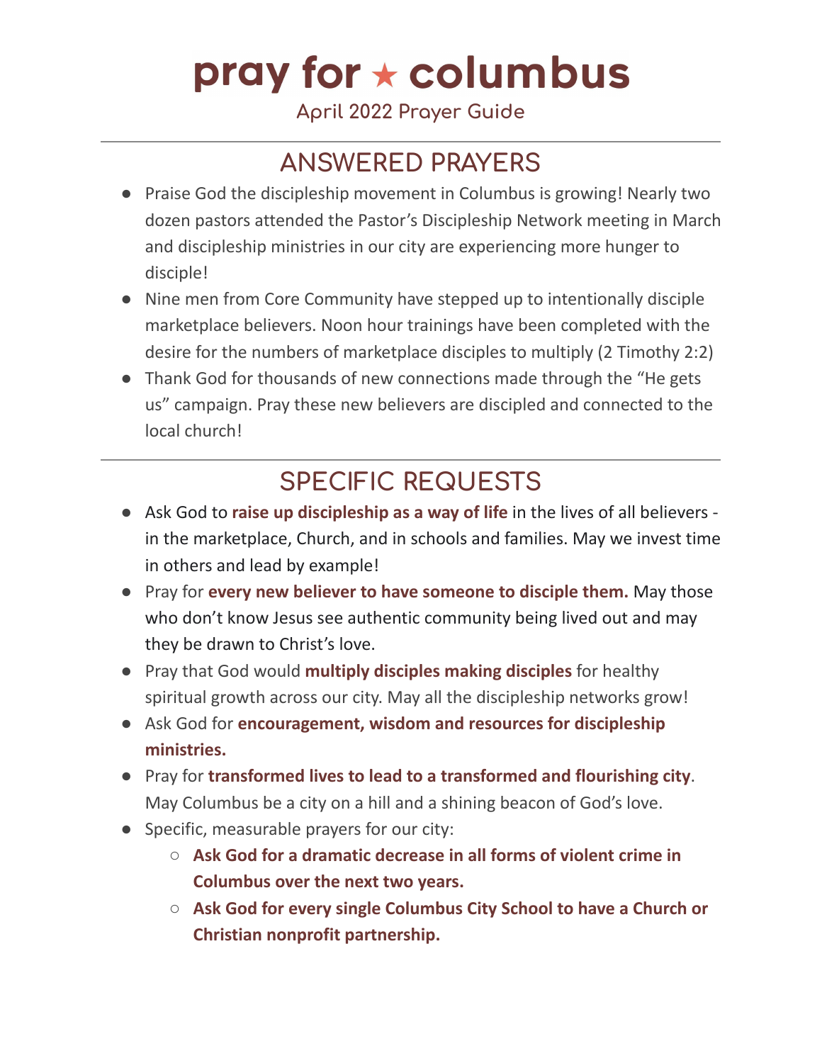# pray for ★ columbus

April 2022 Prayer Guide

---

## ANSWERED PRAYERS

- Praise God the discipleship movement in Columbus is growing! Nearly two dozen pastors attended the Pastor's Discipleship Network meeting in March and discipleship ministries in our city are experiencing more hunger to disciple!
- Nine men from Core Community have stepped up to intentionally disciple marketplace believers. Noon hour trainings have been completed with the desire for the numbers of marketplace disciples to multiply (2 Timothy 2:2)
- Thank God for thousands of new connections made through the "He gets us" campaign. Pray these new believers are discipled and connected to the local church!

---

## SPECIFIC REQUESTS

- Ask God to **raise up discipleship as a way of life** in the lives of all believers - in the marketplace, Church, and in schools and families. May we invest time in others and lead by example!
- Pray for **every new believer to have someone to disciple them.** May those who don't know Jesus see authentic community being lived out and may they be drawn to Christ's love.
- Pray that God would **multiply disciples making disciples** for healthy spiritual growth across our city. May all the discipleship networks grow!
- Ask God for **encouragement, wisdom and resources for discipleship ministries.**
- Pray for **transformed lives to lead to a transformed and flourishing city**. May Columbus be a city on a hill and a shining beacon of God's love.
- Specific, measurable prayers for our city:
  - **Ask God for a dramatic decrease in all forms of violent crime in Columbus over the next two years.**
  - **Ask God for every single Columbus City School to have a Church or Christian nonprofit partnership.**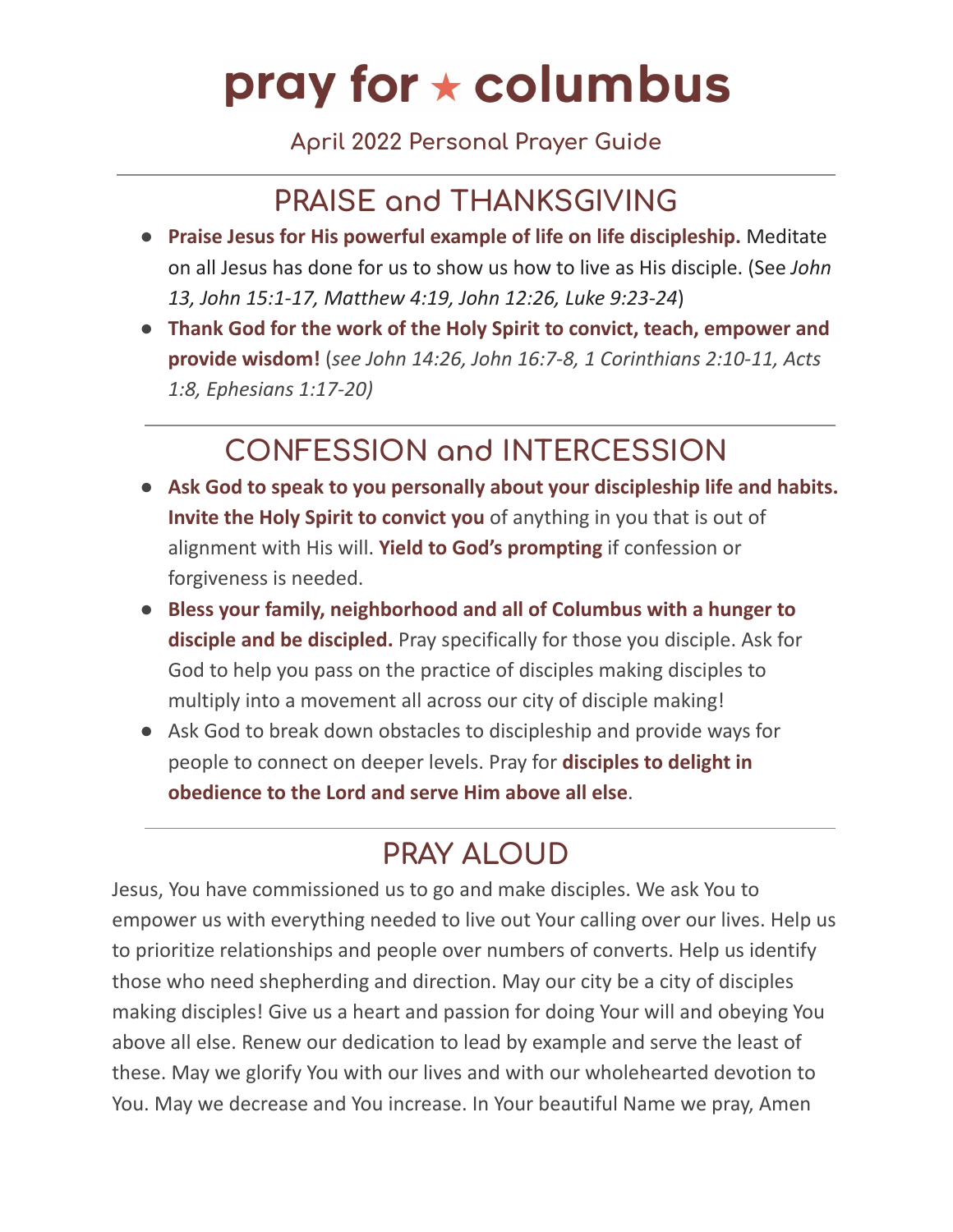# pray for ★ columbus

April 2022 Personal Prayer Guide

## PRAISE and THANKSGIVING

- **Praise Jesus for His powerful example of life on life discipleship.** Meditate on all Jesus has done for us to show us how to live as His disciple. (See *John 13, John 15:1-17, Matthew 4:19, John 12:26, Luke 9:23-24*)
- **Thank God for the work of the Holy Spirit to convict, teach, empower and provide wisdom!** (*see John 14:26, John 16:7-8, 1 Corinthians 2:10-11, Acts 1:8, Ephesians 1:17-20)*

## CONFESSION and INTERCESSION

- **Ask God to speak to you personally about your discipleship life and habits. Invite the Holy Spirit to convict you** of anything in you that is out of alignment with His will. **Yield to God's prompting** if confession or forgiveness is needed.
- **Bless your family, neighborhood and all of Columbus with a hunger to disciple and be discipled.** Pray specifically for those you disciple. Ask for God to help you pass on the practice of disciples making disciples to multiply into a movement all across our city of disciple making!
- Ask God to break down obstacles to discipleship and provide ways for people to connect on deeper levels. Pray for **disciples to delight in obedience to the Lord and serve Him above all else**.

## PRAY ALOUD

Jesus, You have commissioned us to go and make disciples. We ask You to empower us with everything needed to live out Your calling over our lives. Help us to prioritize relationships and people over numbers of converts. Help us identify those who need shepherding and direction. May our city be a city of disciples making disciples! Give us a heart and passion for doing Your will and obeying You above all else. Renew our dedication to lead by example and serve the least of these. May we glorify You with our lives and with our wholehearted devotion to You. May we decrease and You increase. In Your beautiful Name we pray, Amen